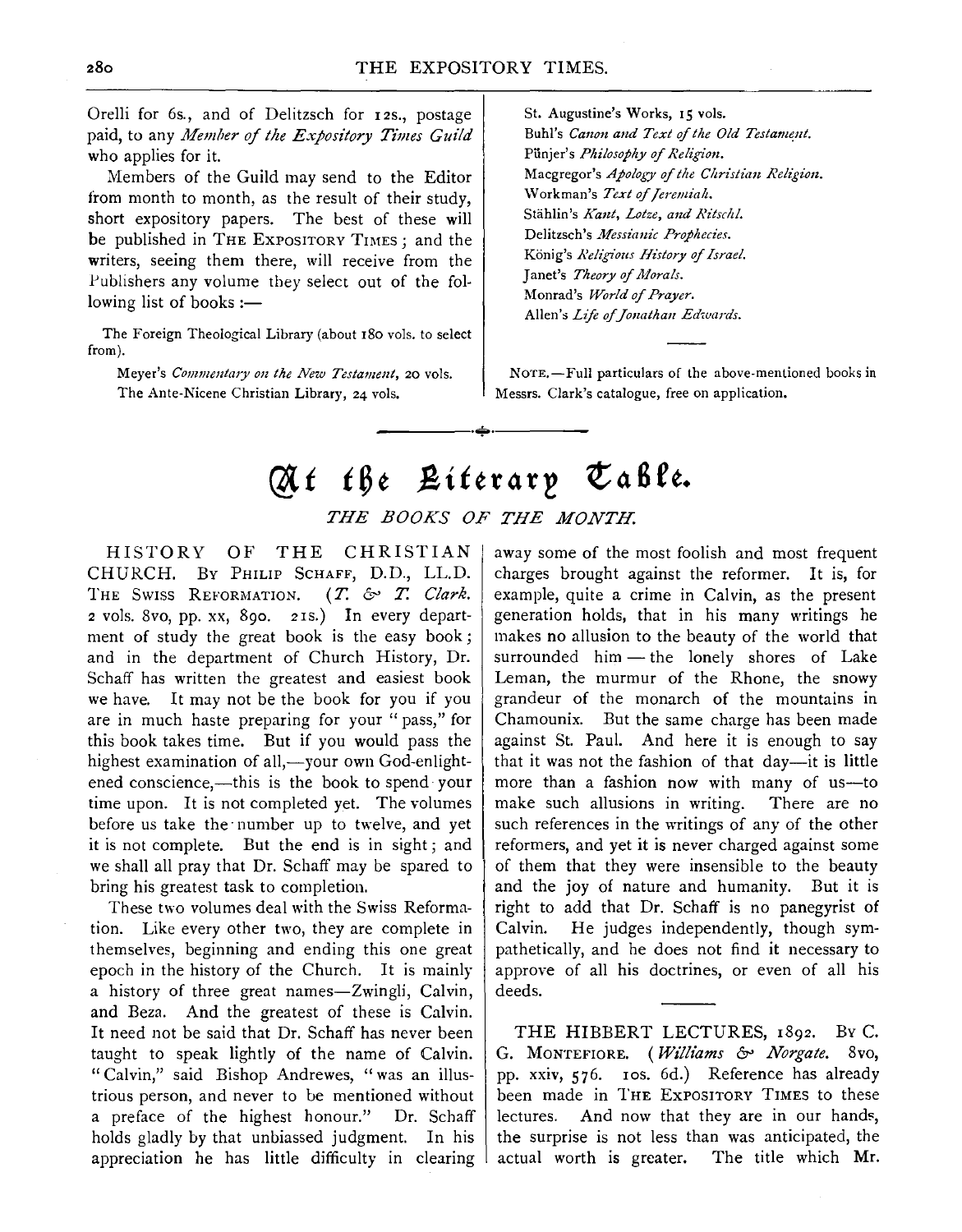Orelli for 6s., and of Delitzsch for 12s., postage paid, to any *Member of the Expository Times Guild* who applies for it.

Members of the Guild may send to the Editor from month to month, as the result of their study, short expository papers. The best of these will be published in THE EXPOSITORY TIMES; and the writers, seeing them there, will receive from the Publishers any volume they select out of the following list of books:—

The Foreign Theological Library (about 180 vols. to select from).

Meyer's *Commentary on the New Testament*, 20 vols.
The Ante-Nicene Christian Library, 24 vols.
St. Augustine's Works, 15 vols.
Buhl's *Canon and Text of the Old Testament.*
Pünjer's *Philosophy of Religion.*
Macgregor's *Apology of the Christian Religion.*
Workman's *Text of Jeremiah.*
Stählin's *Kant, Lotze, and Ritschl.*
Delitzsch's *Messianic Prophecies.*
König's *Religious History of Israel.*
Janet's *Theory of Morals.*
Monrad's *World of Prayer.*
Allen's *Life of Jonathan Edwards.*

NOTE.—Full particulars of the above-mentioned books in Messrs. Clark's catalogue, free on application.

# At the Literary Table.

## THE BOOKS OF THE MONTH.

HISTORY OF THE CHRISTIAN CHURCH. By PHILIP SCHAFF, D.D., LL.D. THE SWISS REFORMATION. (*T. & T. Clark.* 2 vols. 8vo, pp. xx, 890. 21s.) In every department of study the great book is the easy book; and in the department of Church History, Dr. Schaff has written the greatest and easiest book we have. It may not be the book for you if you are in much haste preparing for your "pass," for this book takes time. But if you would pass the highest examination of all,—your own God-enlightened conscience,—this is the book to spend your time upon. It is not completed yet. The volumes before us take the number up to twelve, and yet it is not complete. But the end is in sight; and we shall all pray that Dr. Schaff may be spared to bring his greatest task to completion.

These two volumes deal with the Swiss Reformation. Like every other two, they are complete in themselves, beginning and ending this one great epoch in the history of the Church. It is mainly a history of three great names—Zwingli, Calvin, and Beza. And the greatest of these is Calvin. It need not be said that Dr. Schaff has never been taught to speak lightly of the name of Calvin. "Calvin," said Bishop Andrewes, "was an illustrious person, and never to be mentioned without a preface of the highest honour." Dr. Schaff holds gladly by that unbiassed judgment. In his appreciation he has little difficulty in clearing away some of the most foolish and most frequent charges brought against the reformer. It is, for example, quite a crime in Calvin, as the present generation holds, that in his many writings he makes no allusion to the beauty of the world that surrounded him — the lonely shores of Lake Leman, the murmur of the Rhone, the snowy grandeur of the monarch of the mountains in Chamounix. But the same charge has been made against St. Paul. And here it is enough to say that it was not the fashion of that day—it is little more than a fashion now with many of us—to make such allusions in writing. There are no such references in the writings of any of the other reformers, and yet it is never charged against some of them that they were insensible to the beauty and the joy of nature and humanity. But it is right to add that Dr. Schaff is no panegyrist of Calvin. He judges independently, though sympathetically, and he does not find it necessary to approve of all his doctrines, or even of all his deeds.

THE HIBBERT LECTURES, 1892. BY C. G. MONTEFIORE. (*Williams & Norgate.* 8vo, pp. xxiv, 576. 10s. 6d.) Reference has already been made in THE EXPOSITORY TIMES to these lectures. And now that they are in our hands, the surprise is not less than was anticipated, the actual worth is greater. The title which Mr.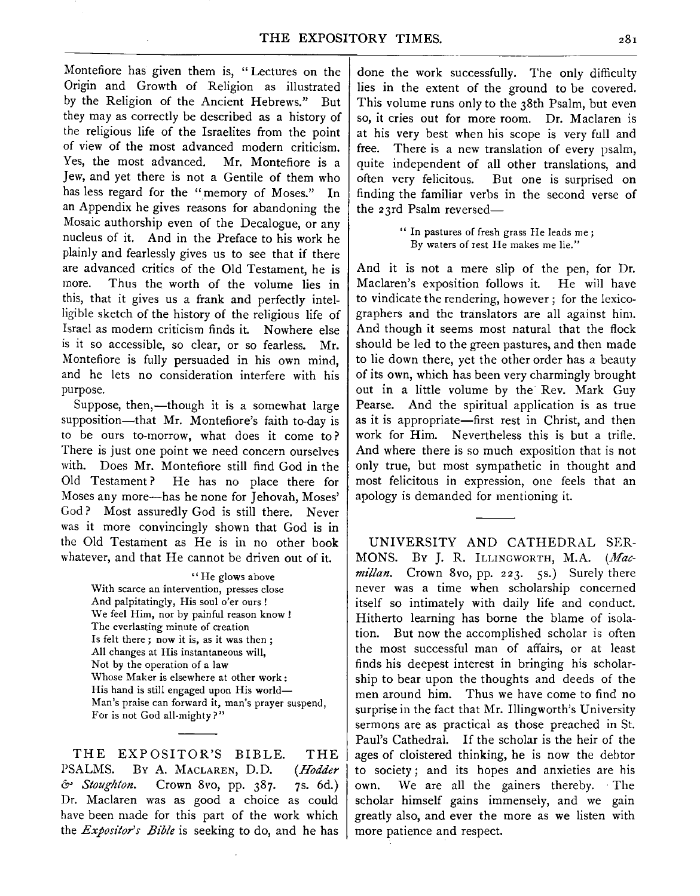Montefiore has given them is, "Lectures on the Origin and Growth of Religion as illustrated by the Religion of the Ancient Hebrews." But they may as correctly be described as a history of the religious life of the Israelites from the point of view of the most advanced modern criticism. Yes, the most advanced. Mr. Montefiore is a Jew, and yet there is not a Gentile of them who has less regard for the "memory of Moses." In an Appendix he gives reasons for abandoning the Mosaic authorship even of the Decalogue, or any nucleus of it. And in the Preface to his work he plainly and fearlessly gives us to see that if there are advanced critics of the Old Testament, he is more. Thus the worth of the volume lies in this, that it gives us a frank and perfectly intelligible sketch of the history of the religious life of Israel as modern criticism finds it. Nowhere else is it so accessible, so clear, or so fearless. Mr. Montefiore is fully persuaded in his own mind, and he lets no consideration interfere with his purpose.

Suppose, then,—though it is a somewhat large supposition—that Mr. Montefiore's faith to-day is to be ours to-morrow, what does it come to? There is just one point we need concern ourselves with. Does Mr. Montefiore still find God in the Old Testament? He has no place there for Moses any more—has he none for Jehovah, Moses' God? Most assuredly God is still there. Never was it more convincingly shown that God is in the Old Testament as He is in no other book whatever, and that He cannot be driven out of it.

> "He glows above
> With scarce an intervention, presses close
> And palpitatingly, His soul o'er ours!
> We feel Him, nor by painful reason know!
> The everlasting minute of creation
> Is felt there; now it is, as it was then;
> All changes at His instantaneous will,
> Not by the operation of a law
> Whose Maker is elsewhere at other work:
> His hand is still engaged upon His world—
> Man's praise can forward it, man's prayer suspend,
> For is not God all-mighty?"

---

THE EXPOSITOR'S BIBLE. THE PSALMS. By A. Maclaren, D.D. (*Hodder & Stoughton.* Crown 8vo, pp. 387. 7s. 6d.) Dr. Maclaren was as good a choice as could have been made for this part of the work which the *Expositor's Bible* is seeking to do, and he has done the work successfully. The only difficulty lies in the extent of the ground to be covered. This volume runs only to the 38th Psalm, but even so, it cries out for more room. Dr. Maclaren is at his very best when his scope is very full and free. There is a new translation of every psalm, quite independent of all other translations, and often very felicitous. But one is surprised on finding the familiar verbs in the second verse of the 23rd Psalm reversed—

> "In pastures of fresh grass He leads me;
> By waters of rest He makes me lie."

And it is not a mere slip of the pen, for Dr. Maclaren's exposition follows it. He will have to vindicate the rendering, however; for the lexicographers and the translators are all against him. And though it seems most natural that the flock should be led to the green pastures, and then made to lie down there, yet the other order has a beauty of its own, which has been very charmingly brought out in a little volume by the Rev. Mark Guy Pearse. And the spiritual application is as true as it is appropriate—first rest in Christ, and then work for Him. Nevertheless this is but a trifle. And where there is so much exposition that is not only true, but most sympathetic in thought and most felicitous in expression, one feels that an apology is demanded for mentioning it.

---

UNIVERSITY AND CATHEDRAL SERMONS. By J. R. Illingworth, M.A. (*Macmillan.* Crown 8vo, pp. 223. 5s.) Surely there never was a time when scholarship concerned itself so intimately with daily life and conduct. Hitherto learning has borne the blame of isolation. But now the accomplished scholar is often the most successful man of affairs, or at least finds his deepest interest in bringing his scholarship to bear upon the thoughts and deeds of the men around him. Thus we have come to find no surprise in the fact that Mr. Illingworth's University sermons are as practical as those preached in St. Paul's Cathedral. If the scholar is the heir of the ages of cloistered thinking, he is now the debtor to society; and its hopes and anxieties are his own. We are all the gainers thereby. The scholar himself gains immensely, and we gain greatly also, and ever the more as we listen with more patience and respect.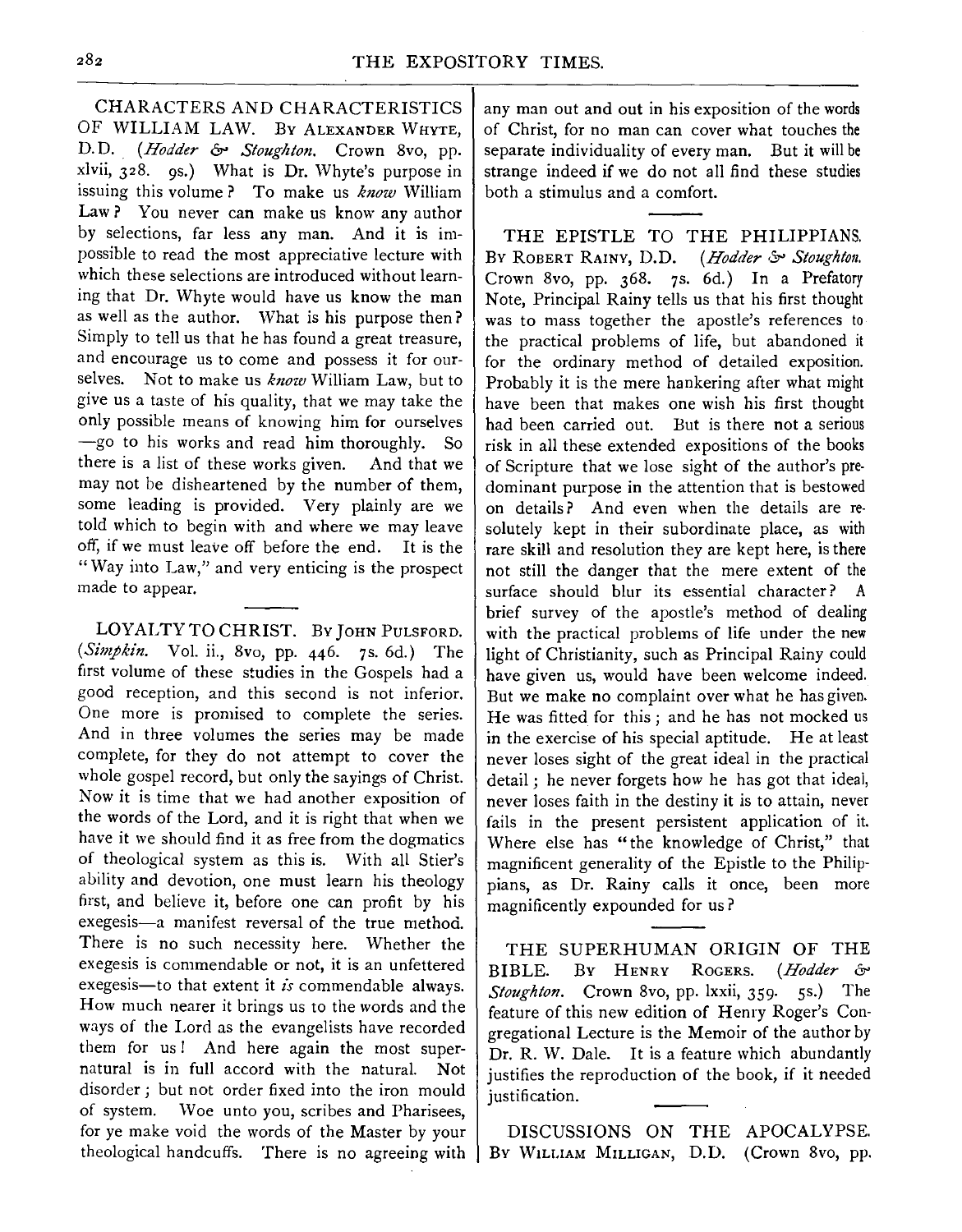**CHARACTERS AND CHARACTERISTICS OF WILLIAM LAW.** By ALEXANDER WHYTE, D.D. (*Hodder & Stoughton.* Crown 8vo, pp. xlvii, 328. 9s.) What is Dr. Whyte's purpose in issuing this volume? To make us *know* William Law? You never can make us know any author by selections, far less any man. And it is impossible to read the most appreciative lecture with which these selections are introduced without learning that Dr. Whyte would have us know the man as well as the author. What is his purpose then? Simply to tell us that he has found a great treasure, and encourage us to come and possess it for ourselves. Not to make us *know* William Law, but to give us a taste of his quality, that we may take the only possible means of knowing him for ourselves—go to his works and read him thoroughly. So there is a list of these works given. And that we may not be disheartened by the number of them, some leading is provided. Very plainly are we told which to begin with and where we may leave off, if we must leave off before the end. It is the "Way into Law," and very enticing is the prospect made to appear.

---

**LOYALTY TO CHRIST.** By JOHN PULSFORD. (*Simpkin.* Vol. ii., 8vo, pp. 446. 7s. 6d.) The first volume of these studies in the Gospels had a good reception, and this second is not inferior. One more is promised to complete the series. And in three volumes the series may be made complete, for they do not attempt to cover the whole gospel record, but only the sayings of Christ. Now it is time that we had another exposition of the words of the Lord, and it is right that when we have it we should find it as free from the dogmatics of theological system as this is. With all Stier's ability and devotion, one must learn his theology first, and believe it, before one can profit by his exegesis—a manifest reversal of the true method. There is no such necessity here. Whether the exegesis is commendable or not, it is an unfettered exegesis—to that extent it *is* commendable always. How much nearer it brings us to the words and the ways of the Lord as the evangelists have recorded them for us! And here again the most supernatural is in full accord with the natural. Not disorder; but not order fixed into the iron mould of system. Woe unto you, scribes and Pharisees, for ye make void the words of the Master by your theological handcuffs. There is no agreeing with any man out and out in his exposition of the words of Christ, for no man can cover what touches the separate individuality of every man. But it will be strange indeed if we do not all find these studies both a stimulus and a comfort.

---

**THE EPISTLE TO THE PHILIPPIANS.** By ROBERT RAINY, D.D. (*Hodder & Stoughton.* Crown 8vo, pp. 368. 7s. 6d.) In a Prefatory Note, Principal Rainy tells us that his first thought was to mass together the apostle's references to the practical problems of life, but abandoned it for the ordinary method of detailed exposition. Probably it is the mere hankering after what might have been that makes one wish his first thought had been carried out. But is there not a serious risk in all these extended expositions of the books of Scripture that we lose sight of the author's predominant purpose in the attention that is bestowed on details? And even when the details are resolutely kept in their subordinate place, as with rare skill and resolution they are kept here, is there not still the danger that the mere extent of the surface should blur its essential character? A brief survey of the apostle's method of dealing with the practical problems of life under the new light of Christianity, such as Principal Rainy could have given us, would have been welcome indeed. But we make no complaint over what he has given. He was fitted for this; and he has not mocked us in the exercise of his special aptitude. He at least never loses sight of the great ideal in the practical detail; he never forgets how he has got that ideal, never loses faith in the destiny it is to attain, never fails in the present persistent application of it. Where else has "the knowledge of Christ," that magnificent generality of the Epistle to the Philippians, as Dr. Rainy calls it once, been more magnificently expounded for us?

---

**THE SUPERHUMAN ORIGIN OF THE BIBLE.** By HENRY ROGERS. (*Hodder & Stoughton.* Crown 8vo, pp. lxxii, 359. 5s.) The feature of this new edition of Henry Roger's Congregational Lecture is the Memoir of the author by Dr. R. W. Dale. It is a feature which abundantly justifies the reproduction of the book, if it needed justification.

---

**DISCUSSIONS ON THE APOCALYPSE.** By WILLIAM MILLIGAN, D.D. (Crown 8vo, pp.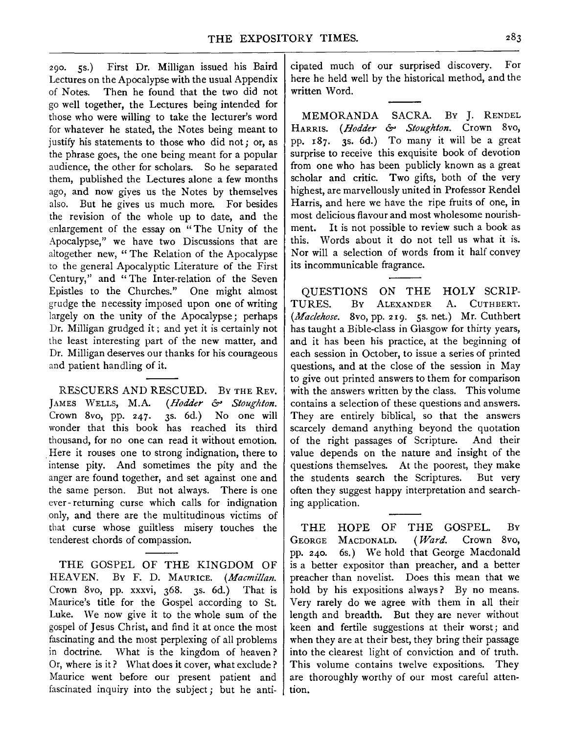290. 5s.) First Dr. Milligan issued his Baird Lectures on the Apocalypse with the usual Appendix of Notes. Then he found that the two did not go well together, the Lectures being intended for those who were willing to take the lecturer's word for whatever he stated, the Notes being meant to justify his statements to those who did not; or, as the phrase goes, the one being meant for a popular audience, the other for scholars. So he separated them, published the Lectures alone a few months ago, and now gives us the Notes by themselves also. But he gives us much more. For besides the revision of the whole up to date, and the enlargement of the essay on "The Unity of the Apocalypse," we have two Discussions that are altogether new, "The Relation of the Apocalypse to the general Apocalyptic Literature of the First Century," and "The Inter-relation of the Seven Epistles to the Churches." One might almost grudge the necessity imposed upon one of writing largely on the unity of the Apocalypse; perhaps Dr. Milligan grudged it; and yet it is certainly not the least interesting part of the new matter, and Dr. Milligan deserves our thanks for his courageous and patient handling of it.

RESCUERS AND RESCUED. By the Rev. James Wells, M.A. (*Hodder & Stoughton.* Crown 8vo, pp. 247. 3s. 6d.) No one will wonder that this book has reached its third thousand, for no one can read it without emotion. Here it rouses one to strong indignation, there to intense pity. And sometimes the pity and the anger are found together, and set against one and the same person. But not always. There is one ever-returning curse which calls for indignation only, and there are the multitudinous victims of that curse whose guiltless misery touches the tenderest chords of compassion.

THE GOSPEL OF THE KINGDOM OF HEAVEN. By F. D. Maurice. (*Macmillan.* Crown 8vo, pp. xxxvi, 368. 3s. 6d.) That is Maurice's title for the Gospel according to St. Luke. We now give it to the whole sum of the gospel of Jesus Christ, and find it at once the most fascinating and the most perplexing of all problems in doctrine. What is the kingdom of heaven? Or, where is it? What does it cover, what exclude? Maurice went before our present patient and fascinated inquiry into the subject; but he anticipated much of our surprised discovery. For here he held well by the historical method, and the written Word.

MEMORANDA SACRA. By J. Rendel Harris. (*Hodder & Stoughton.* Crown 8vo, pp. 187. 3s. 6d.) To many it will be a great surprise to receive this exquisite book of devotion from one who has been publicly known as a great scholar and critic. Two gifts, both of the very highest, are marvellously united in Professor Rendel Harris, and here we have the ripe fruits of one, in most delicious flavour and most wholesome nourishment. It is not possible to review such a book as this. Words about it do not tell us what it is. Nor will a selection of words from it half convey its incommunicable fragrance.

QUESTIONS ON THE HOLY SCRIPTURES. By Alexander A. Cuthbert. (*Maclehose.* 8vo, pp. 219. 5s. net.) Mr. Cuthbert has taught a Bible-class in Glasgow for thirty years, and it has been his practice, at the beginning of each session in October, to issue a series of printed questions, and at the close of the session in May to give out printed answers to them for comparison with the answers written by the class. This volume contains a selection of these questions and answers. They are entirely biblical, so that the answers scarcely demand anything beyond the quotation of the right passages of Scripture. And their value depends on the nature and insight of the questions themselves. At the poorest, they make the students search the Scriptures. But very often they suggest happy interpretation and searching application.

THE HOPE OF THE GOSPEL. By George Macdonald. (*Ward.* Crown 8vo, pp. 240. 6s.) We hold that George Macdonald is a better expositor than preacher, and a better preacher than novelist. Does this mean that we hold by his expositions always? By no means. Very rarely do we agree with them in all their length and breadth. But they are never without keen and fertile suggestions at their worst; and when they are at their best, they bring their passage into the clearest light of conviction and of truth. This volume contains twelve expositions. They are thoroughly worthy of our most careful attention.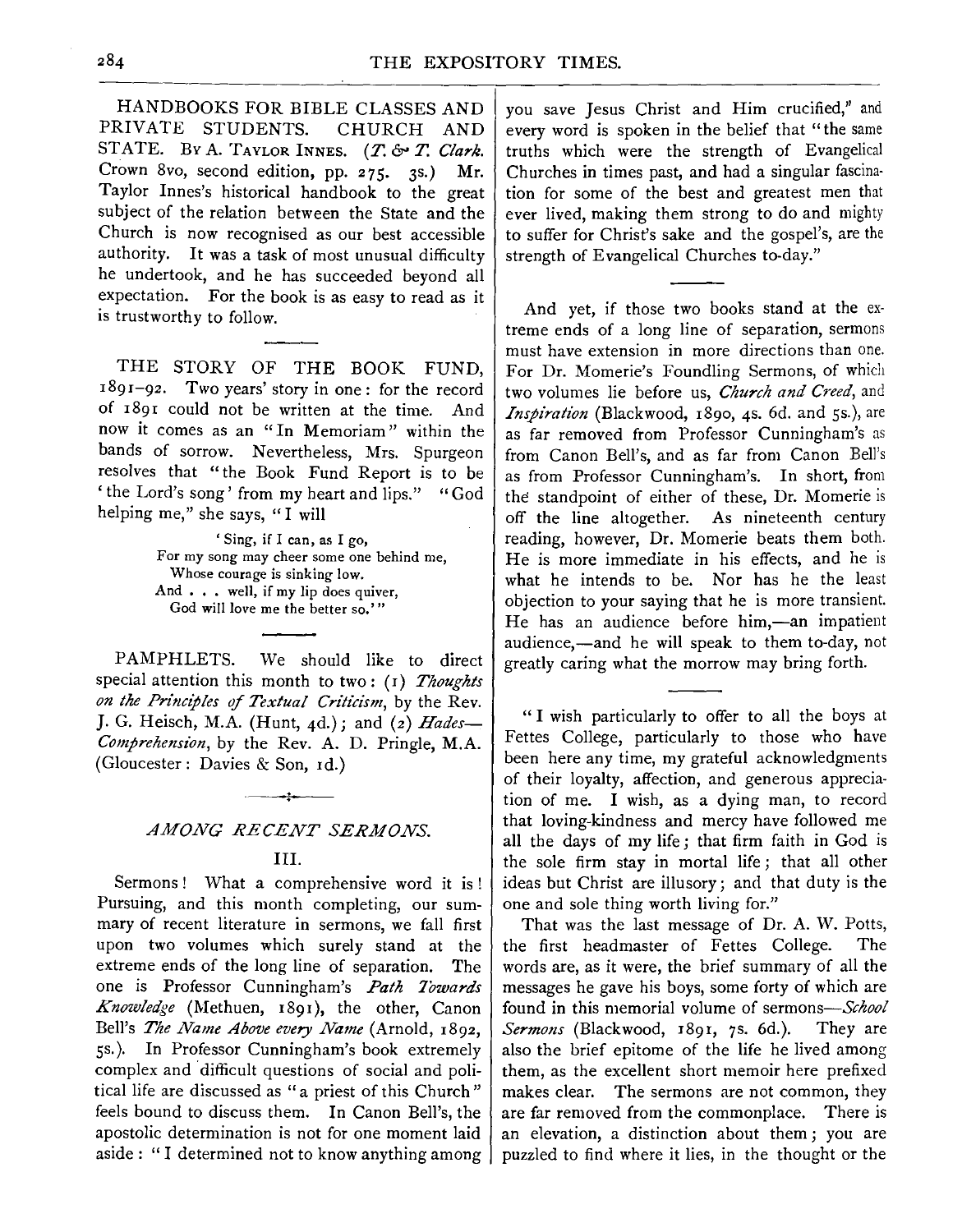HANDBOOKS FOR BIBLE CLASSES AND PRIVATE STUDENTS. CHURCH AND STATE. By A. TAYLOR INNES. (*T. & T. Clark.* Crown 8vo, second edition, pp. 275. 3s.) Mr. Taylor Innes's historical handbook to the great subject of the relation between the State and the Church is now recognised as our best accessible authority. It was a task of most unusual difficulty he undertook, and he has succeeded beyond all expectation. For the book is as easy to read as it is trustworthy to follow.

---

THE STORY OF THE BOOK FUND, 1891–92. Two years' story in one: for the record of 1891 could not be written at the time. And now it comes as an "In Memoriam" within the bands of sorrow. Nevertheless, Mrs. Spurgeon resolves that "the Book Fund Report is to be 'the Lord's song' from my heart and lips." "God helping me," she says, "I will

> 'Sing, if I can, as I go,
> For my song may cheer some one behind me,
> Whose courage is sinking low.
> And . . . well, if my lip does quiver,
> God will love me the better so.'"

---

PAMPHLETS. We should like to direct special attention this month to two: (1) *Thoughts on the Principles of Textual Criticism*, by the Rev. J. G. Heisch, M.A. (Hunt, 4d.); and (2) *Hades—Comprehension*, by the Rev. A. D. Pringle, M.A. (Gloucester: Davies & Son, 1d.)

## *AMONG RECENT SERMONS.*

### III.

Sermons! What a comprehensive word it is! Pursuing, and this month completing, our summary of recent literature in sermons, we fall first upon two volumes which surely stand at the extreme ends of the long line of separation. The one is Professor Cunningham's *Path Towards Knowledge* (Methuen, 1891), the other, Canon Bell's *The Name Above every Name* (Arnold, 1892, 5s.). In Professor Cunningham's book extremely complex and difficult questions of social and political life are discussed as "a priest of this Church" feels bound to discuss them. In Canon Bell's, the apostolic determination is not for one moment laid aside: "I determined not to know anything among you save Jesus Christ and Him crucified," and every word is spoken in the belief that "the same truths which were the strength of Evangelical Churches in times past, and had a singular fascination for some of the best and greatest men that ever lived, making them strong to do and mighty to suffer for Christ's sake and the gospel's, are the strength of Evangelical Churches to-day."

---

And yet, if those two books stand at the extreme ends of a long line of separation, sermons must have extension in more directions than one. For Dr. Momerie's Foundling Sermons, of which two volumes lie before us, *Church and Creed*, and *Inspiration* (Blackwood, 1890, 4s. 6d. and 5s.), are as far removed from Professor Cunningham's as from Canon Bell's, and as far from Canon Bell's as from Professor Cunningham's. In short, from the standpoint of either of these, Dr. Momerie is off the line altogether. As nineteenth century reading, however, Dr. Momerie beats them both. He is more immediate in his effects, and he is what he intends to be. Nor has he the least objection to your saying that he is more transient. He has an audience before him,—an impatient audience,—and he will speak to them to-day, not greatly caring what the morrow may bring forth.

---

"I wish particularly to offer to all the boys at Fettes College, particularly to those who have been here any time, my grateful acknowledgments of their loyalty, affection, and generous appreciation of me. I wish, as a dying man, to record that loving-kindness and mercy have followed me all the days of my life; that firm faith in God is the sole firm stay in mortal life; that all other ideas but Christ are illusory; and that duty is the one and sole thing worth living for."

That was the last message of Dr. A. W. Potts, the first headmaster of Fettes College. The words are, as it were, the brief summary of all the messages he gave his boys, some forty of which are found in this memorial volume of sermons—*School Sermons* (Blackwood, 1891, 7s. 6d.). They are also the brief epitome of the life he lived among them, as the excellent short memoir here prefixed makes clear. The sermons are not common, they are far removed from the commonplace. There is an elevation, a distinction about them; you are puzzled to find where it lies, in the thought or the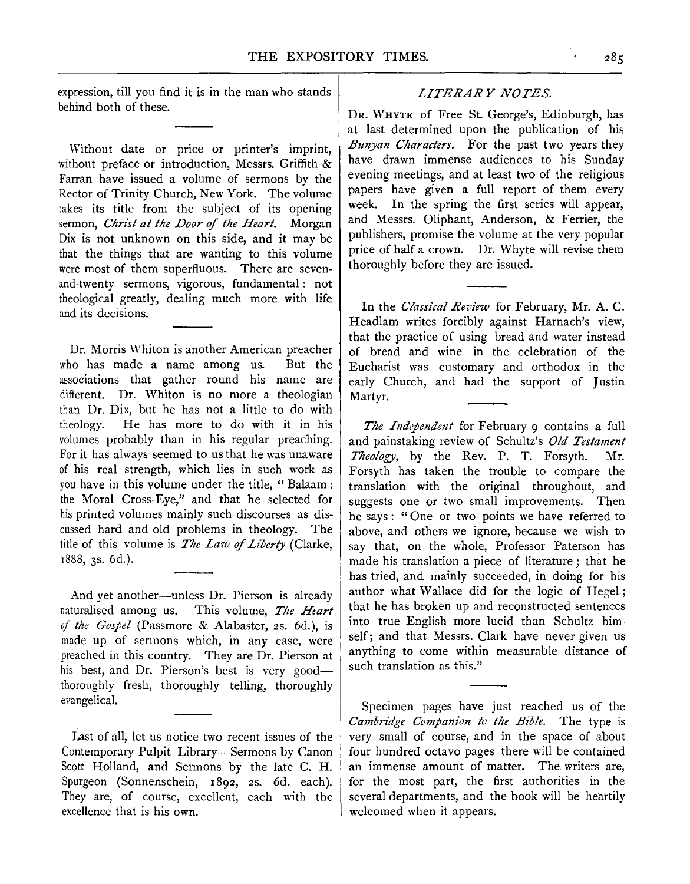expression, till you find it is in the man who stands behind both of these.

---

Without date or price or printer's imprint, without preface or introduction, Messrs. Griffith & Farran have issued a volume of sermons by the Rector of Trinity Church, New York. The volume takes its title from the subject of its opening sermon, *Christ at the Door of the Heart.* Morgan Dix is not unknown on this side, and it may be that the things that are wanting to this volume were most of them superfluous. There are seven-and-twenty sermons, vigorous, fundamental: not theological greatly, dealing much more with life and its decisions.

---

Dr. Morris Whiton is another American preacher who has made a name among us. But the associations that gather round his name are different. Dr. Whiton is no more a theologian than Dr. Dix, but he has not a little to do with theology. He has more to do with it in his volumes probably than in his regular preaching. For it has always seemed to us that he was unaware of his real strength, which lies in such work as you have in this volume under the title, "Balaam: the Moral Cross-Eye," and that he selected for his printed volumes mainly such discourses as discussed hard and old problems in theology. The title of this volume is *The Law of Liberty* (Clarke, 1888, 3s. 6d.).

---

And yet another—unless Dr. Pierson is already naturalised among us. This volume, *The Heart of the Gospel* (Passmore & Alabaster, 2s. 6d.), is made up of sermons which, in any case, were preached in this country. They are Dr. Pierson at his best, and Dr. Pierson's best is very good—thoroughly fresh, thoroughly telling, thoroughly evangelical.

---

Last of all, let us notice two recent issues of the Contemporary Pulpit Library—Sermons by Canon Scott Holland, and Sermons by the late C. H. Spurgeon (Sonnenschein, 1892, 2s. 6d. each). They are, of course, excellent, each with the excellence that is his own.

## *LITERARY NOTES.*

Dr. Whyte of Free St. George's, Edinburgh, has at last determined upon the publication of his *Bunyan Characters.* For the past two years they have drawn immense audiences to his Sunday evening meetings, and at least two of the religious papers have given a full report of them every week. In the spring the first series will appear, and Messrs. Oliphant, Anderson, & Ferrier, the publishers, promise the volume at the very popular price of half a crown. Dr. Whyte will revise them thoroughly before they are issued.

---

In the *Classical Review* for February, Mr. A. C. Headlam writes forcibly against Harnach's view, that the practice of using bread and water instead of bread and wine in the celebration of the Eucharist was customary and orthodox in the early Church, and had the support of Justin Martyr.

---

*The Independent* for February 9 contains a full and painstaking review of Schultz's *Old Testament Theology,* by the Rev. P. T. Forsyth. Mr. Forsyth has taken the trouble to compare the translation with the original throughout, and suggests one or two small improvements. Then he says: "One or two points we have referred to above, and others we ignore, because we wish to say that, on the whole, Professor Paterson has made his translation a piece of literature; that he has tried, and mainly succeeded, in doing for his author what Wallace did for the logic of Hegel; that he has broken up and reconstructed sentences into true English more lucid than Schultz himself; and that Messrs. Clark have never given us anything to come within measurable distance of such translation as this."

---

Specimen pages have just reached us of the *Cambridge Companion to the Bible.* The type is very small of course, and in the space of about four hundred octavo pages there will be contained an immense amount of matter. The writers are, for the most part, the first authorities in the several departments, and the book will be heartily welcomed when it appears.